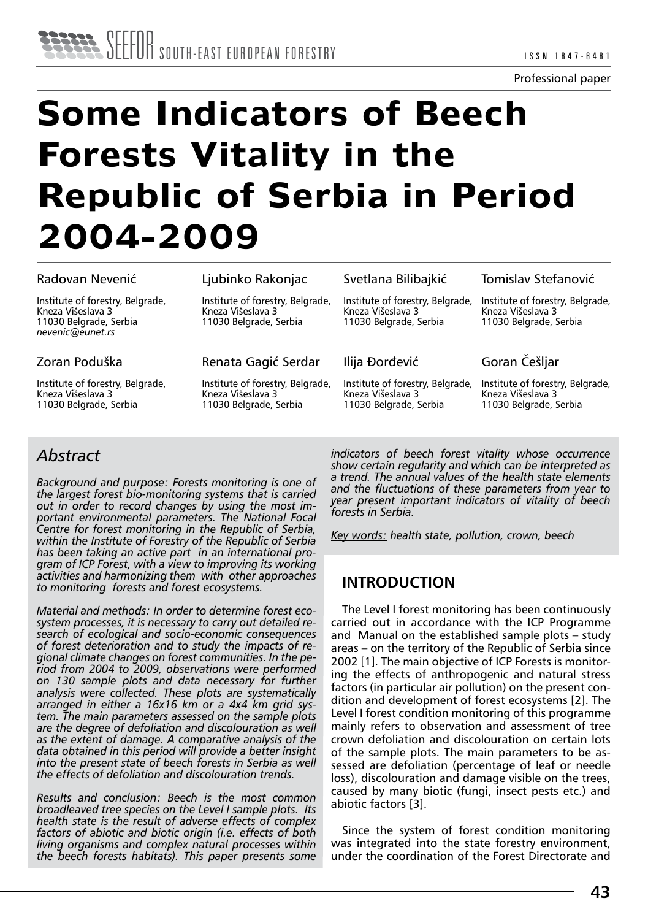Professional paper

# Some Indicators of Beech Forests Vitality in the Republic of Serbia in Period 2004-2009

Radovan Nevenić

Institute of forestry, Belgrade, Kneza Višeslava 3
11030 Belgrade, Serbia
*nevenic@eunet.rs*

Ljubinko Rakonjac

Institute of forestry, Belgrade, Kneza Višeslava 3
11030 Belgrade, Serbia

Svetlana Bilibajkić

Institute of forestry, Belgrade, Kneza Višeslava 3
11030 Belgrade, Serbia

Tomislav Stefanović

Institute of forestry, Belgrade, Kneza Višeslava 3
11030 Belgrade, Serbia

Zoran Poduška

Institute of forestry, Belgrade, Kneza Višeslava 3
11030 Belgrade, Serbia

Renata Gagić Serdar

Institute of forestry, Belgrade, Kneza Višeslava 3
11030 Belgrade, Serbia

Ilija Đorđević

Institute of forestry, Belgrade, Kneza Višeslava 3
11030 Belgrade, Serbia

Goran Češljar

Institute of forestry, Belgrade, Kneza Višeslava 3
11030 Belgrade, Serbia

## *Abstract*

*Background and purpose: Forests monitoring is one of the largest forest bio-monitoring systems that is carried out in order to record changes by using the most important environmental parameters. The National Focal Centre for forest monitoring in the Republic of Serbia, within the Institute of Forestry of the Republic of Serbia has been taking an active part in an international program of ICP Forest, with a view to improving its working activities and harmonizing them with other approaches to monitoring forests and forest ecosystems.*

*Material and methods: In order to determine forest ecosystem processes, it is necessary to carry out detailed research of ecological and socio-economic consequences of forest deterioration and to study the impacts of regional climate changes on forest communities. In the period from 2004 to 2009, observations were performed on 130 sample plots and data necessary for further analysis were collected. These plots are systematically arranged in either a 16x16 km or a 4x4 km grid system. The main parameters assessed on the sample plots are the degree of defoliation and discolouration as well as the extent of damage. A comparative analysis of the data obtained in this period will provide a better insight into the present state of beech forests in Serbia as well the effects of defoliation and discolouration trends.*

*Results and conclusion: Beech is the most common broadleaved tree species on the Level I sample plots. Its health state is the result of adverse effects of complex factors of abiotic and biotic origin (i.e. effects of both living organisms and complex natural processes within the beech forests habitats). This paper presents some indicators of beech forest vitality whose occurrence show certain regularity and which can be interpreted as a trend. The annual values of the health state elements and the fluctuations of these parameters from year to year present important indicators of vitality of beech forests in Serbia.*

*Key words: health state, pollution, crown, beech*

## INTRODUCTION

The Level I forest monitoring has been continuously carried out in accordance with the ICP Programme and Manual on the established sample plots – study areas – on the territory of the Republic of Serbia since 2002 [1]. The main objective of ICP Forests is monitoring the effects of anthropogenic and natural stress factors (in particular air pollution) on the present condition and development of forest ecosystems [2]. The Level I forest condition monitoring of this programme mainly refers to observation and assessment of tree crown defoliation and discolouration on certain lots of the sample plots. The main parameters to be assessed are defoliation (percentage of leaf or needle loss), discolouration and damage visible on the trees, caused by many biotic (fungi, insect pests etc.) and abiotic factors [3].

Since the system of forest condition monitoring was integrated into the state forestry environment, under the coordination of the Forest Directorate and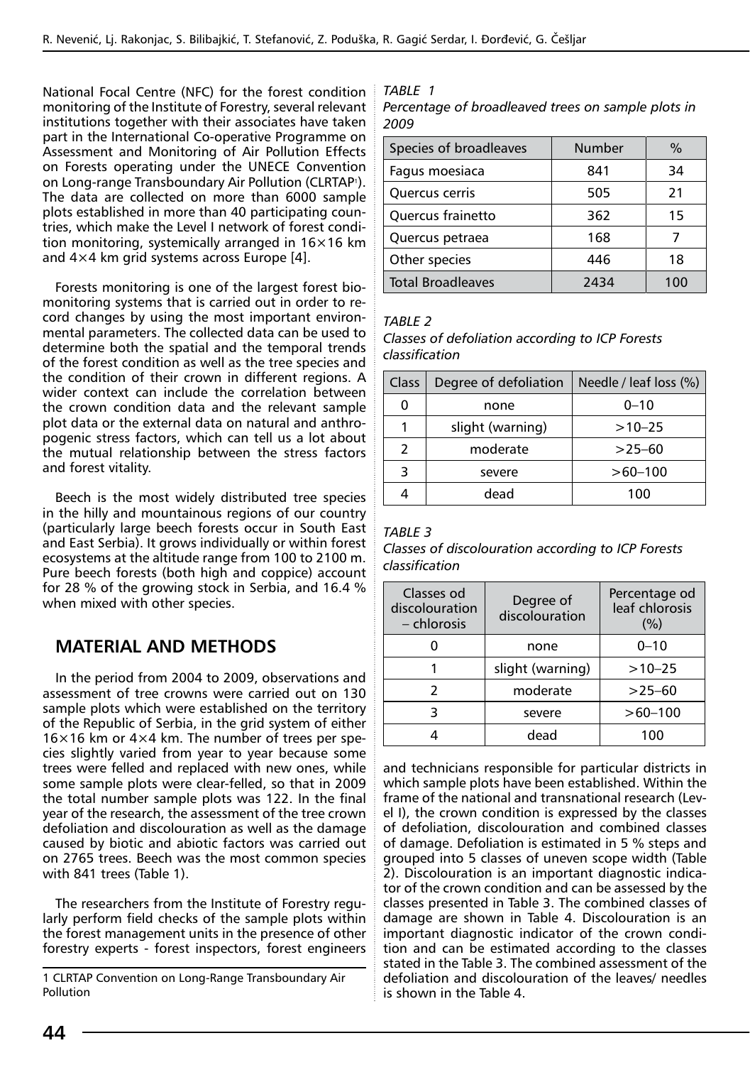National Focal Centre (NFC) for the forest condition monitoring of the Institute of Forestry, several relevant institutions together with their associates have taken part in the International Co-operative Programme on Assessment and Monitoring of Air Pollution Effects on Forests operating under the UNECE Convention on Long-range Transboundary Air Pollution (CLRTAP[1]). The data are collected on more than 6000 sample plots established in more than 40 participating countries, which make the Level I network of forest condition monitoring, systemically arranged in 16×16 km and 4×4 km grid systems across Europe [4].

Forests monitoring is one of the largest forest biomonitoring systems that is carried out in order to record changes by using the most important environmental parameters. The collected data can be used to determine both the spatial and the temporal trends of the forest condition as well as the tree species and the condition of their crown in different regions. A wider context can include the correlation between the crown condition data and the relevant sample plot data or the external data on natural and anthropogenic stress factors, which can tell us a lot about the mutual relationship between the stress factors and forest vitality.

Beech is the most widely distributed tree species in the hilly and mountainous regions of our country (particularly large beech forests occur in South East and East Serbia). It grows individually or within forest ecosystems at the altitude range from 100 to 2100 m. Pure beech forests (both high and coppice) account for 28 % of the growing stock in Serbia, and 16.4 % when mixed with other species.

## MATERIAL AND METHODS

In the period from 2004 to 2009, observations and assessment of tree crowns were carried out on 130 sample plots which were established on the territory of the Republic of Serbia, in the grid system of either 16×16 km or 4×4 km. The number of trees per species slightly varied from year to year because some trees were felled and replaced with new ones, while some sample plots were clear-felled, so that in 2009 the total number sample plots was 122. In the final year of the research, the assessment of the tree crown defoliation and discolouration as well as the damage caused by biotic and abiotic factors was carried out on 2765 trees. Beech was the most common species with 841 trees (Table 1).

The researchers from the Institute of Forestry regularly perform field checks of the sample plots within the forest management units in the presence of other forestry experts - forest inspectors, forest engineers and technicians responsible for particular districts in which sample plots have been established. Within the frame of the national and transnational research (Level I), the crown condition is expressed by the classes of defoliation, discolouration and combined classes of damage. Defoliation is estimated in 5 % steps and grouped into 5 classes of uneven scope width (Table 2). Discolouration is an important diagnostic indicator of the crown condition and can be assessed by the classes presented in Table 3. The combined classes of damage are shown in Table 4. Discolouration is an important diagnostic indicator of the crown condition and can be estimated according to the classes stated in the Table 3. The combined assessment of the defoliation and discolouration of the leaves/ needles is shown in the Table 4.

*TABLE 1*
*Percentage of broadleaved trees on sample plots in 2009*

| Species of broadleaves | Number | % |
|---|---|---|
| Fagus moesiaca | 841 | 34 |
| Quercus cerris | 505 | 21 |
| Quercus frainetto | 362 | 15 |
| Quercus petraea | 168 | 7 |
| Other species | 446 | 18 |
| Total Broadleaves | 2434 | 100 |

*TABLE 2*
*Classes of defoliation according to ICP Forests classification*

| Class | Degree of defoliation | Needle / leaf loss (%) |
|---|---|---|
| 0 | none | 0–10 |
| 1 | slight (warning) | >10–25 |
| 2 | moderate | >25–60 |
| 3 | severe | >60–100 |
| 4 | dead | 100 |

*TABLE 3*
*Classes of discolouration according to ICP Forests classification*

| Classes od discolouration – chlorosis | Degree of discolouration | Percentage od leaf chlorosis (%) |
|---|---|---|
| 0 | none | 0–10 |
| 1 | slight (warning) | >10–25 |
| 2 | moderate | >25–60 |
| 3 | severe | >60–100 |
| 4 | dead | 100 |

---

1 CLRTAP Convention on Long-Range Transboundary Air Pollution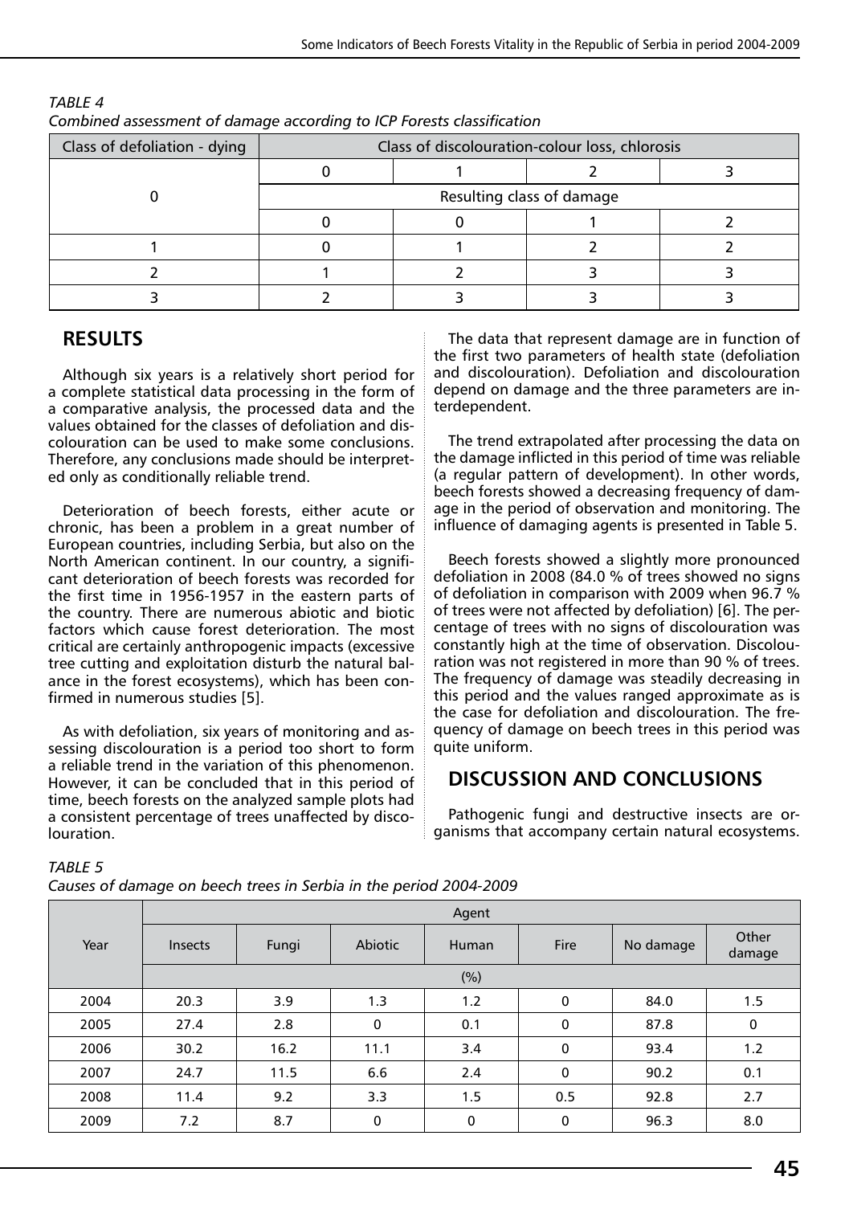*TABLE 4*
*Combined assessment of damage according to ICP Forests classification*

| Class of defoliation - dying | Class of discolouration-colour loss, chlorosis | | | |
|---|---|---|---|---|
| | 0 | 1 | 2 | 3 |
| 0 | Resulting class of damage | | | |
| | 0 | 0 | 1 | 2 |
| 1 | 0 | 1 | 2 | 2 |
| 2 | 1 | 2 | 3 | 3 |
| 3 | 2 | 3 | 3 | 3 |

## RESULTS

Although six years is a relatively short period for a complete statistical data processing in the form of a comparative analysis, the processed data and the values obtained for the classes of defoliation and discolouration can be used to make some conclusions. Therefore, any conclusions made should be interpreted only as conditionally reliable trend.

Deterioration of beech forests, either acute or chronic, has been a problem in a great number of European countries, including Serbia, but also on the North American continent. In our country, a significant deterioration of beech forests was recorded for the first time in 1956-1957 in the eastern parts of the country. There are numerous abiotic and biotic factors which cause forest deterioration. The most critical are certainly anthropogenic impacts (excessive tree cutting and exploitation disturb the natural balance in the forest ecosystems), which has been confirmed in numerous studies [5].

As with defoliation, six years of monitoring and assessing discolouration is a period too short to form a reliable trend in the variation of this phenomenon. However, it can be concluded that in this period of time, beech forests on the analyzed sample plots had a consistent percentage of trees unaffected by discolouration.

The data that represent damage are in function of the first two parameters of health state (defoliation and discolouration). Defoliation and discolouration depend on damage and the three parameters are interdependent.

The trend extrapolated after processing the data on the damage inflicted in this period of time was reliable (a regular pattern of development). In other words, beech forests showed a decreasing frequency of damage in the period of observation and monitoring. The influence of damaging agents is presented in Table 5.

Beech forests showed a slightly more pronounced defoliation in 2008 (84.0 % of trees showed no signs of defoliation in comparison with 2009 when 96.7 % of trees were not affected by defoliation) [6]. The percentage of trees with no signs of discolouration was constantly high at the time of observation. Discolouration was not registered in more than 90 % of trees. The frequency of damage was steadily decreasing in this period and the values ranged approximate as is the case for defoliation and discolouration. The frequency of damage on beech trees in this period was quite uniform.

## DISCUSSION AND CONCLUSIONS

Pathogenic fungi and destructive insects are organisms that accompany certain natural ecosystems.

*TABLE 5*
*Causes of damage on beech trees in Serbia in the period 2004-2009*

| Year | Agent | | | | | | |
|---|---|---|---|---|---|---|---|
| | Insects | Fungi | Abiotic | Human | Fire | No damage | Other damage |
| | (%) | | | | | | |
| 2004 | 20.3 | 3.9 | 1.3 | 1.2 | 0 | 84.0 | 1.5 |
| 2005 | 27.4 | 2.8 | 0 | 0.1 | 0 | 87.8 | 0 |
| 2006 | 30.2 | 16.2 | 11.1 | 3.4 | 0 | 93.4 | 1.2 |
| 2007 | 24.7 | 11.5 | 6.6 | 2.4 | 0 | 90.2 | 0.1 |
| 2008 | 11.4 | 9.2 | 3.3 | 1.5 | 0.5 | 92.8 | 2.7 |
| 2009 | 7.2 | 8.7 | 0 | 0 | 0 | 96.3 | 8.0 |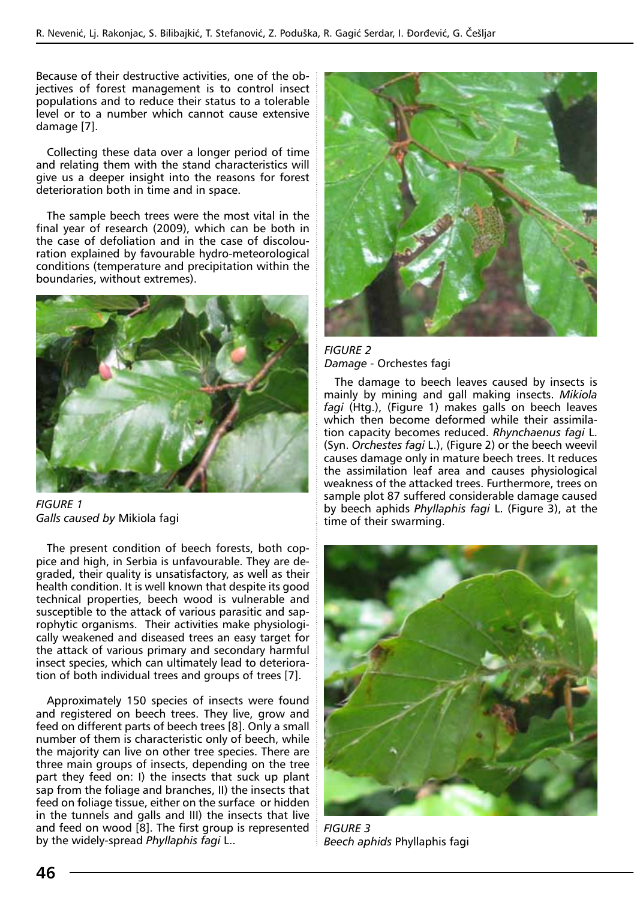Because of their destructive activities, one of the objectives of forest management is to control insect populations and to reduce their status to a tolerable level or to a number which cannot cause extensive damage [7].

Collecting these data over a longer period of time and relating them with the stand characteristics will give us a deeper insight into the reasons for forest deterioration both in time and in space.

The sample beech trees were the most vital in the final year of research (2009), which can be both in the case of defoliation and in the case of discolouration explained by favourable hydro-meteorological conditions (temperature and precipitation within the boundaries, without extremes).

*FIGURE 1*
*Galls caused by* Mikiola fagi

The present condition of beech forests, both coppice and high, in Serbia is unfavourable. They are degraded, their quality is unsatisfactory, as well as their health condition. It is well known that despite its good technical properties, beech wood is vulnerable and susceptible to the attack of various parasitic and saprophytic organisms. Their activities make physiologically weakened and diseased trees an easy target for the attack of various primary and secondary harmful insect species, which can ultimately lead to deterioration of both individual trees and groups of trees [7].

Approximately 150 species of insects were found and registered on beech trees. They live, grow and feed on different parts of beech trees [8]. Only a small number of them is characteristic only of beech, while the majority can live on other tree species. There are three main groups of insects, depending on the tree part they feed on: I) the insects that suck up plant sap from the foliage and branches, II) the insects that feed on foliage tissue, either on the surface or hidden in the tunnels and galls and III) the insects that live and feed on wood [8]. The first group is represented by the widely-spread *Phyllaphis fagi* L..

*FIGURE 2*
*Damage* - Orchestes fagi

The damage to beech leaves caused by insects is mainly by mining and gall making insects. *Mikiola fagi* (Htg.), (Figure 1) makes galls on beech leaves which then become deformed while their assimilation capacity becomes reduced. *Rhynchaenus fagi* L. (Syn. *Orchestes fagi* L.), (Figure 2) or the beech weevil causes damage only in mature beech trees. It reduces the assimilation leaf area and causes physiological weakness of the attacked trees. Furthermore, trees on sample plot 87 suffered considerable damage caused by beech aphids *Phyllaphis fagi* L. (Figure 3), at the time of their swarming.

*FIGURE 3*
*Beech aphids* Phyllaphis fagi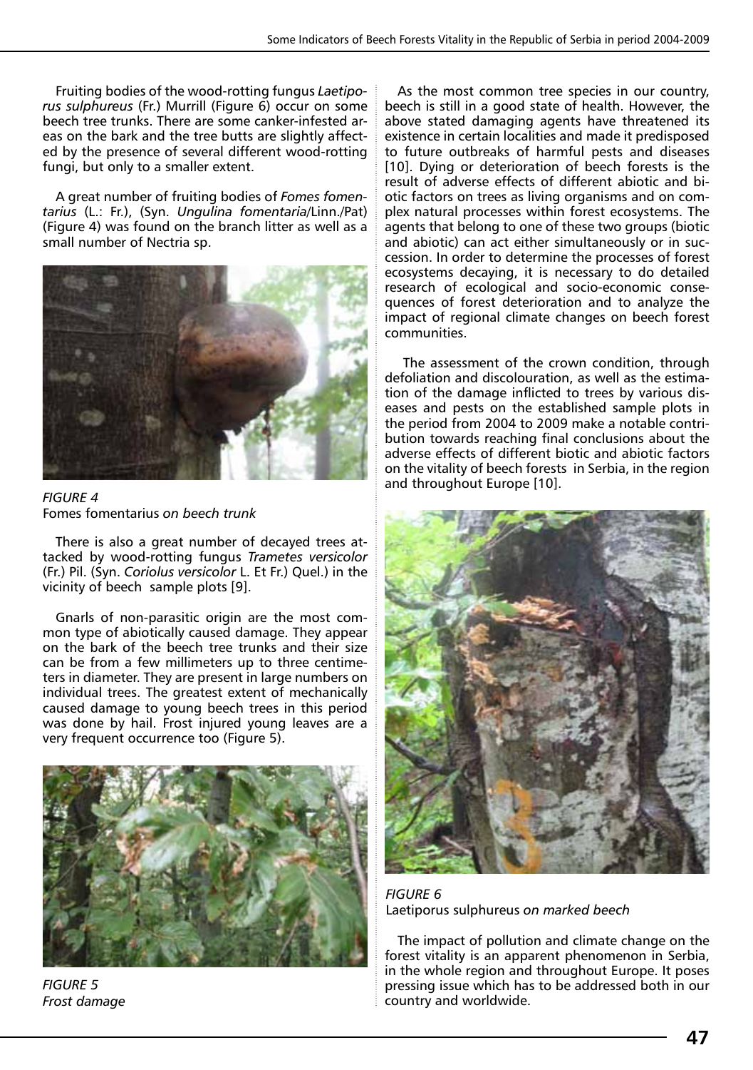Fruiting bodies of the wood-rotting fungus *Laetiporus sulphureus* (Fr.) Murrill (Figure 6) occur on some beech tree trunks. There are some canker-infested areas on the bark and the tree butts are slightly affected by the presence of several different wood-rotting fungi, but only to a smaller extent.

A great number of fruiting bodies of *Fomes fomentarius* (L.: Fr.), (Syn. *Ungulina fomentaria*/Linn./Pat) (Figure 4) was found on the branch litter as well as a small number of Nectria sp.

*FIGURE 4*
Fomes fomentarius *on beech trunk*

There is also a great number of decayed trees attacked by wood-rotting fungus *Trametes versicolor* (Fr.) Pil. (Syn. *Coriolus versicolor* L. Et Fr.) Quel.) in the vicinity of beech sample plots [9].

Gnarls of non-parasitic origin are the most common type of abiotically caused damage. They appear on the bark of the beech tree trunks and their size can be from a few millimeters up to three centimeters in diameter. They are present in large numbers on individual trees. The greatest extent of mechanically caused damage to young beech trees in this period was done by hail. Frost injured young leaves are a very frequent occurrence too (Figure 5).

*FIGURE 5*
*Frost damage*

As the most common tree species in our country, beech is still in a good state of health. However, the above stated damaging agents have threatened its existence in certain localities and made it predisposed to future outbreaks of harmful pests and diseases [10]. Dying or deterioration of beech forests is the result of adverse effects of different abiotic and biotic factors on trees as living organisms and on complex natural processes within forest ecosystems. The agents that belong to one of these two groups (biotic and abiotic) can act either simultaneously or in succession. In order to determine the processes of forest ecosystems decaying, it is necessary to do detailed research of ecological and socio-economic consequences of forest deterioration and to analyze the impact of regional climate changes on beech forest communities.

The assessment of the crown condition, through defoliation and discolouration, as well as the estimation of the damage inflicted to trees by various diseases and pests on the established sample plots in the period from 2004 to 2009 make a notable contribution towards reaching final conclusions about the adverse effects of different biotic and abiotic factors on the vitality of beech forests in Serbia, in the region and throughout Europe [10].

*FIGURE 6*
Laetiporus sulphureus *on marked beech*

The impact of pollution and climate change on the forest vitality is an apparent phenomenon in Serbia, in the whole region and throughout Europe. It poses pressing issue which has to be addressed both in our country and worldwide.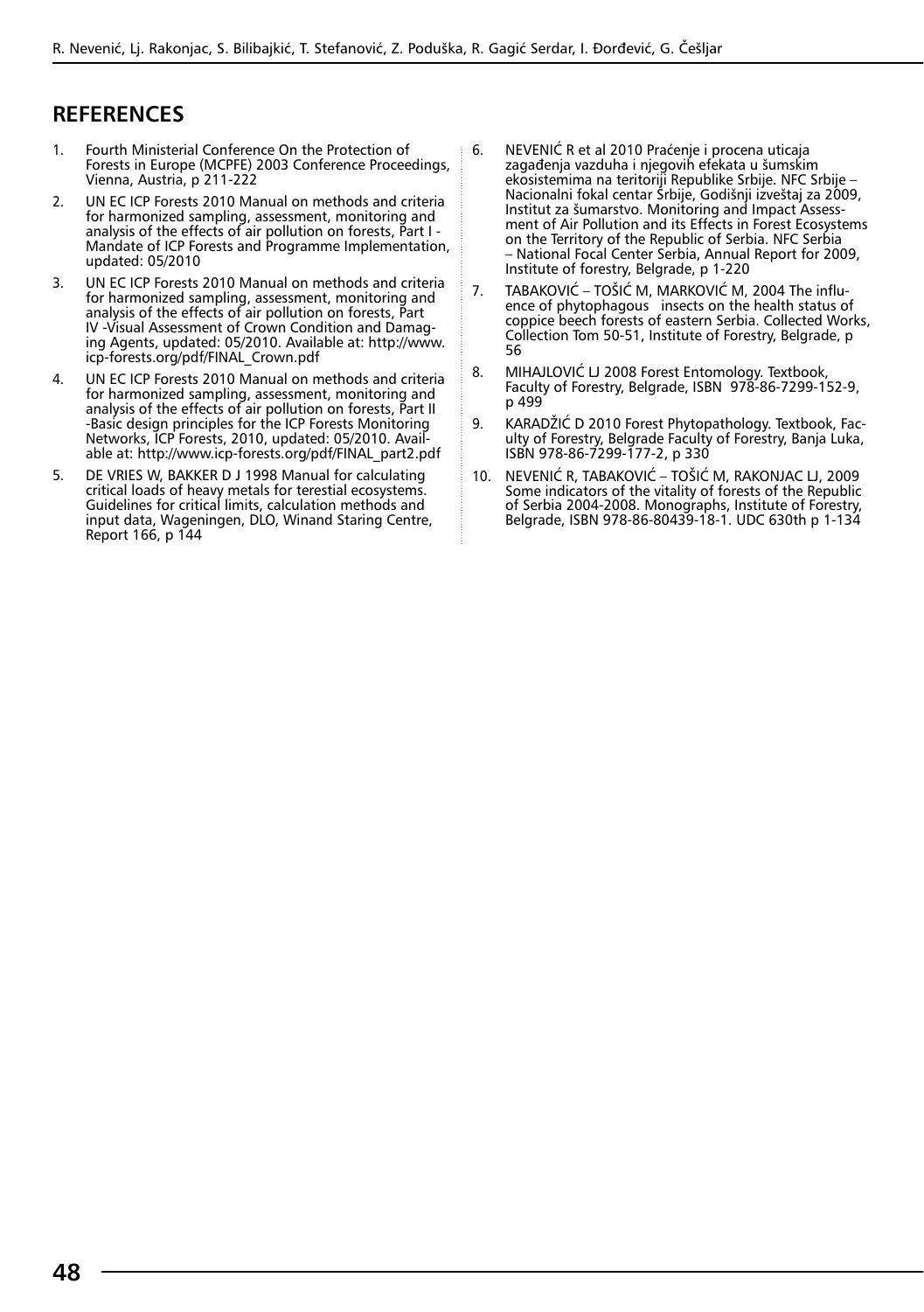## REFERENCES

1. Fourth Ministerial Conference On the Protection of Forests in Europe (MCPFE) 2003 Conference Proceedings, Vienna, Austria, p 211-222
2. UN EC ICP Forests 2010 Manual on methods and criteria for harmonized sampling, assessment, monitoring and analysis of the effects of air pollution on forests, Part I - Mandate of ICP Forests and Programme Implementation, updated: 05/2010
3. UN EC ICP Forests 2010 Manual on methods and criteria for harmonized sampling, assessment, monitoring and analysis of the effects of air pollution on forests, Part IV -Visual Assessment of Crown Condition and Damaging Agents, updated: 05/2010. Available at: http://www.icp-forests.org/pdf/FINAL_Crown.pdf
4. UN EC ICP Forests 2010 Manual on methods and criteria for harmonized sampling, assessment, monitoring and analysis of the effects of air pollution on forests, Part II -Basic design principles for the ICP Forests Monitoring Networks, ICP Forests, 2010, updated: 05/2010. Available at: http://www.icp-forests.org/pdf/FINAL_part2.pdf
5. DE VRIES W, BAKKER D J 1998 Manual for calculating critical loads of heavy metals for terestial ecosystems. Guidelines for critical limits, calculation methods and input data, Wageningen, DLO, Winand Staring Centre, Report 166, p 144
6. NEVENIĆ R et al 2010 Praćenje i procena uticaja zagađenja vazduha i njegovih efekata u šumskim ekosistemima na teritoriji Republike Srbije. NFC Srbije – Nacionalni fokal centar Srbije, Godišnji izveštaj za 2009, Institut za šumarstvo. Monitoring and Impact Assessment of Air Pollution and its Effects in Forest Ecosystems on the Territory of the Republic of Serbia. NFC Serbia – National Focal Center Serbia, Annual Report for 2009, Institute of forestry, Belgrade, p 1-220
7. TABAKOVIĆ – TOŠIĆ M, MARKOVIĆ M, 2004 The influence of phytophagous insects on the health status of coppice beech forests of eastern Serbia. Collected Works, Collection Tom 50-51, Institute of Forestry, Belgrade, p 56
8. MIHAJLOVIĆ LJ 2008 Forest Entomology. Textbook, Faculty of Forestry, Belgrade, ISBN 978-86-7299-152-9, p 499
9. KARADŽIĆ D 2010 Forest Phytopathology. Textbook, Faculty of Forestry, Belgrade Faculty of Forestry, Banja Luka, ISBN 978-86-7299-177-2, p 330
10. NEVENIĆ R, TABAKOVIĆ – TOŠIĆ M, RAKONJAC LJ, 2009 Some indicators of the vitality of forests of the Republic of Serbia 2004-2008. Monographs, Institute of Forestry, Belgrade, ISBN 978-86-80439-18-1. UDC 630th p 1-134